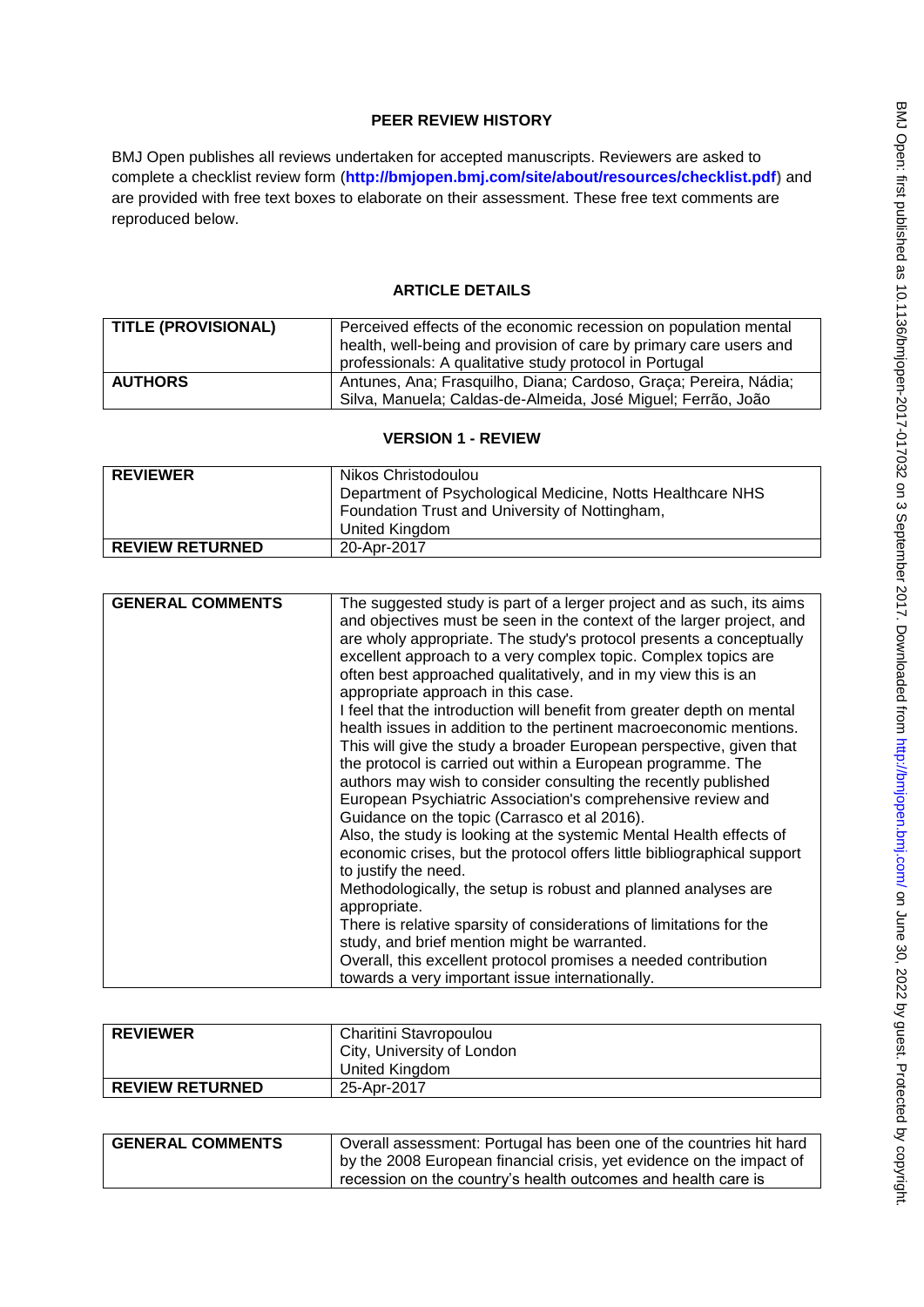# PEER REVIEW HISTORY

BMJ Open publishes all reviews undertaken for accepted manuscripts. Reviewers are asked to complete a checklist review form (**http://bmjopen.bmj.com/site/about/resources/checklist.pdf**) and are provided with free text boxes to elaborate on their assessment. These free text comments are reproduced below.

## ARTICLE DETAILS

| | |
|---|---|
| **TITLE (PROVISIONAL)** | Perceived effects of the economic recession on population mental health, well-being and provision of care by primary care users and professionals: A qualitative study protocol in Portugal |
| **AUTHORS** | Antunes, Ana; Frasquilho, Diana; Cardoso, Graça; Pereira, Nádia; Silva, Manuela; Caldas-de-Almeida, José Miguel; Ferrão, João |

## VERSION 1 - REVIEW

| | |
|---|---|
| **REVIEWER** | Nikos Christodoulou<br>Department of Psychological Medicine, Notts Healthcare NHS Foundation Trust and University of Nottingham,<br>United Kingdom |
| **REVIEW RETURNED** | 20-Apr-2017 |

| | |
|---|---|
| **GENERAL COMMENTS** | The suggested study is part of a lerger project and as such, its aims and objectives must be seen in the context of the larger project, and are wholy appropriate. The study's protocol presents a conceptually excellent approach to a very complex topic. Complex topics are often best approached qualitatively, and in my view this is an appropriate approach in this case.<br>I feel that the introduction will benefit from greater depth on mental health issues in addition to the pertinent macroeconomic mentions. This will give the study a broader European perspective, given that the protocol is carried out within a European programme. The authors may wish to consider consulting the recently published European Psychiatric Association's comprehensive review and Guidance on the topic (Carrasco et al 2016).<br>Also, the study is looking at the systemic Mental Health effects of economic crises, but the protocol offers little bibliographical support to justify the need.<br>Methodologically, the setup is robust and planned analyses are appropriate.<br>There is relative sparsity of considerations of limitations for the study, and brief mention might be warranted.<br>Overall, this excellent protocol promises a needed contribution towards a very important issue internationally. |

| | |
|---|---|
| **REVIEWER** | Charitini Stavropoulou<br>City, University of London<br>United Kingdom |
| **REVIEW RETURNED** | 25-Apr-2017 |

| | |
|---|---|
| **GENERAL COMMENTS** | Overall assessment: Portugal has been one of the countries hit hard by the 2008 European financial crisis, yet evidence on the impact of recession on the country's health outcomes and health care is |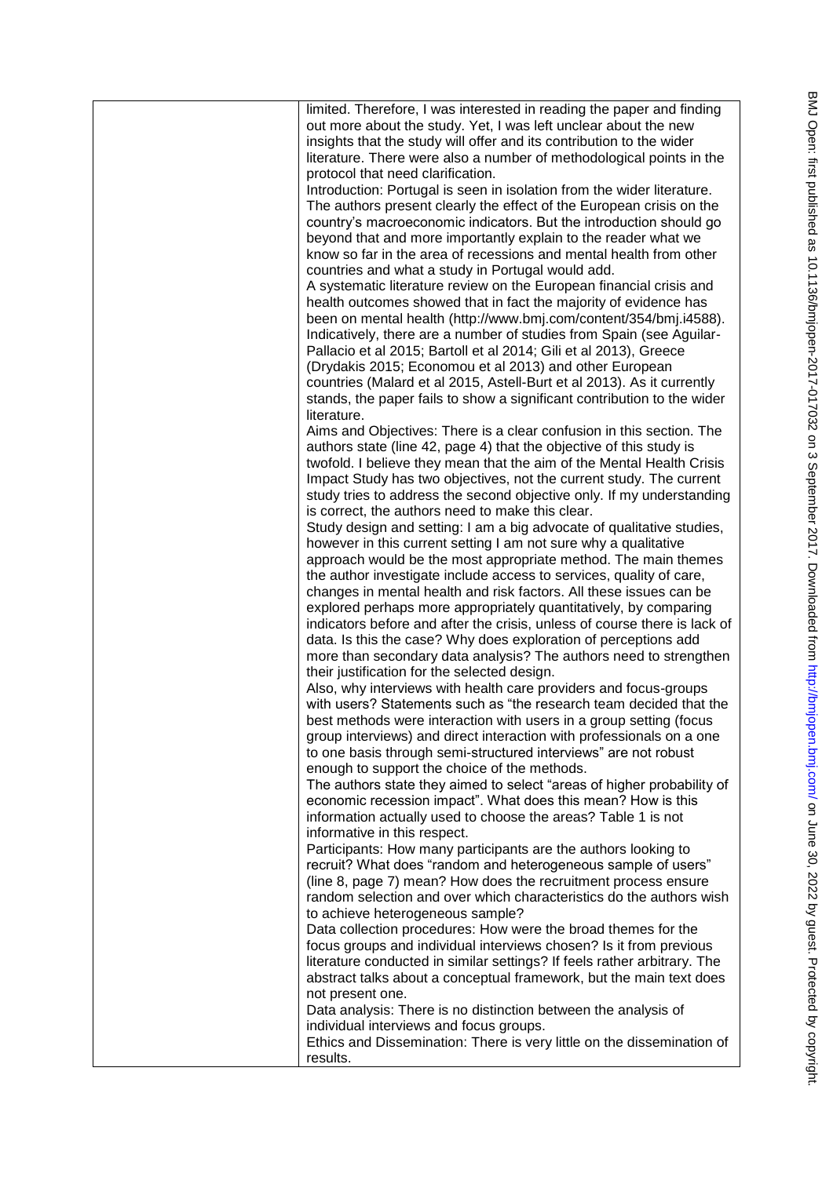limited. Therefore, I was interested in reading the paper and finding out more about the study. Yet, I was left unclear about the new insights that the study will offer and its contribution to the wider literature. There were also a number of methodological points in the protocol that need clarification.

Introduction: Portugal is seen in isolation from the wider literature. The authors present clearly the effect of the European crisis on the country's macroeconomic indicators. But the introduction should go beyond that and more importantly explain to the reader what we know so far in the area of recessions and mental health from other countries and what a study in Portugal would add.

A systematic literature review on the European financial crisis and health outcomes showed that in fact the majority of evidence has been on mental health (http://www.bmj.com/content/354/bmj.i4588). Indicatively, there are a number of studies from Spain (see Aguilar-Pallacio et al 2015; Bartoll et al 2014; Gili et al 2013), Greece (Drydakis 2015; Economou et al 2013) and other European countries (Malard et al 2015, Astell-Burt et al 2013). As it currently stands, the paper fails to show a significant contribution to the wider literature.

Aims and Objectives: There is a clear confusion in this section. The authors state (line 42, page 4) that the objective of this study is twofold. I believe they mean that the aim of the Mental Health Crisis Impact Study has two objectives, not the current study. The current study tries to address the second objective only. If my understanding is correct, the authors need to make this clear.

Study design and setting: I am a big advocate of qualitative studies, however in this current setting I am not sure why a qualitative approach would be the most appropriate method. The main themes the author investigate include access to services, quality of care, changes in mental health and risk factors. All these issues can be explored perhaps more appropriately quantitatively, by comparing indicators before and after the crisis, unless of course there is lack of data. Is this the case? Why does exploration of perceptions add more than secondary data analysis? The authors need to strengthen their justification for the selected design.

Also, why interviews with health care providers and focus-groups with users? Statements such as "the research team decided that the best methods were interaction with users in a group setting (focus group interviews) and direct interaction with professionals on a one to one basis through semi-structured interviews" are not robust enough to support the choice of the methods.

The authors state they aimed to select "areas of higher probability of economic recession impact". What does this mean? How is this information actually used to choose the areas? Table 1 is not informative in this respect.

Participants: How many participants are the authors looking to recruit? What does "random and heterogeneous sample of users" (line 8, page 7) mean? How does the recruitment process ensure random selection and over which characteristics do the authors wish to achieve heterogeneous sample?

Data collection procedures: How were the broad themes for the focus groups and individual interviews chosen? Is it from previous literature conducted in similar settings? If feels rather arbitrary. The abstract talks about a conceptual framework, but the main text does not present one.

Data analysis: There is no distinction between the analysis of individual interviews and focus groups.

Ethics and Dissemination: There is very little on the dissemination of results.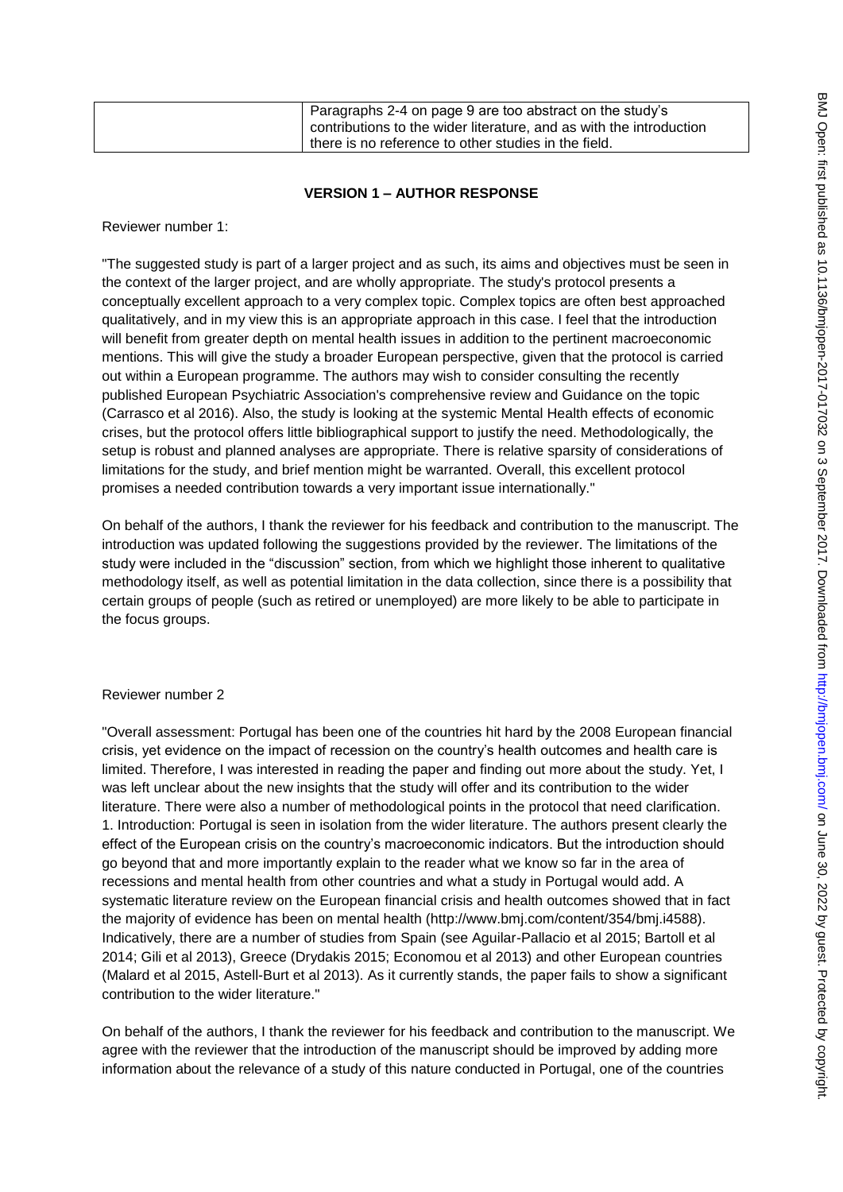| | Paragraphs 2-4 on page 9 are too abstract on the study's contributions to the wider literature, and as with the introduction there is no reference to other studies in the field. |
|---|---|

**VERSION 1 – AUTHOR RESPONSE**

Reviewer number 1:

"The suggested study is part of a larger project and as such, its aims and objectives must be seen in the context of the larger project, and are wholly appropriate. The study's protocol presents a conceptually excellent approach to a very complex topic. Complex topics are often best approached qualitatively, and in my view this is an appropriate approach in this case. I feel that the introduction will benefit from greater depth on mental health issues in addition to the pertinent macroeconomic mentions. This will give the study a broader European perspective, given that the protocol is carried out within a European programme. The authors may wish to consider consulting the recently published European Psychiatric Association's comprehensive review and Guidance on the topic (Carrasco et al 2016). Also, the study is looking at the systemic Mental Health effects of economic crises, but the protocol offers little bibliographical support to justify the need. Methodologically, the setup is robust and planned analyses are appropriate. There is relative sparsity of considerations of limitations for the study, and brief mention might be warranted. Overall, this excellent protocol promises a needed contribution towards a very important issue internationally."

On behalf of the authors, I thank the reviewer for his feedback and contribution to the manuscript. The introduction was updated following the suggestions provided by the reviewer. The limitations of the study were included in the "discussion" section, from which we highlight those inherent to qualitative methodology itself, as well as potential limitation in the data collection, since there is a possibility that certain groups of people (such as retired or unemployed) are more likely to be able to participate in the focus groups.

Reviewer number 2

"Overall assessment: Portugal has been one of the countries hit hard by the 2008 European financial crisis, yet evidence on the impact of recession on the country's health outcomes and health care is limited. Therefore, I was interested in reading the paper and finding out more about the study. Yet, I was left unclear about the new insights that the study will offer and its contribution to the wider literature. There were also a number of methodological points in the protocol that need clarification.
1. Introduction: Portugal is seen in isolation from the wider literature. The authors present clearly the effect of the European crisis on the country's macroeconomic indicators. But the introduction should go beyond that and more importantly explain to the reader what we know so far in the area of recessions and mental health from other countries and what a study in Portugal would add. A systematic literature review on the European financial crisis and health outcomes showed that in fact the majority of evidence has been on mental health (http://www.bmj.com/content/354/bmj.i4588). Indicatively, there are a number of studies from Spain (see Aguilar-Pallacio et al 2015; Bartoll et al 2014; Gili et al 2013), Greece (Drydakis 2015; Economou et al 2013) and other European countries (Malard et al 2015, Astell-Burt et al 2013). As it currently stands, the paper fails to show a significant contribution to the wider literature."

On behalf of the authors, I thank the reviewer for his feedback and contribution to the manuscript. We agree with the reviewer that the introduction of the manuscript should be improved by adding more information about the relevance of a study of this nature conducted in Portugal, one of the countries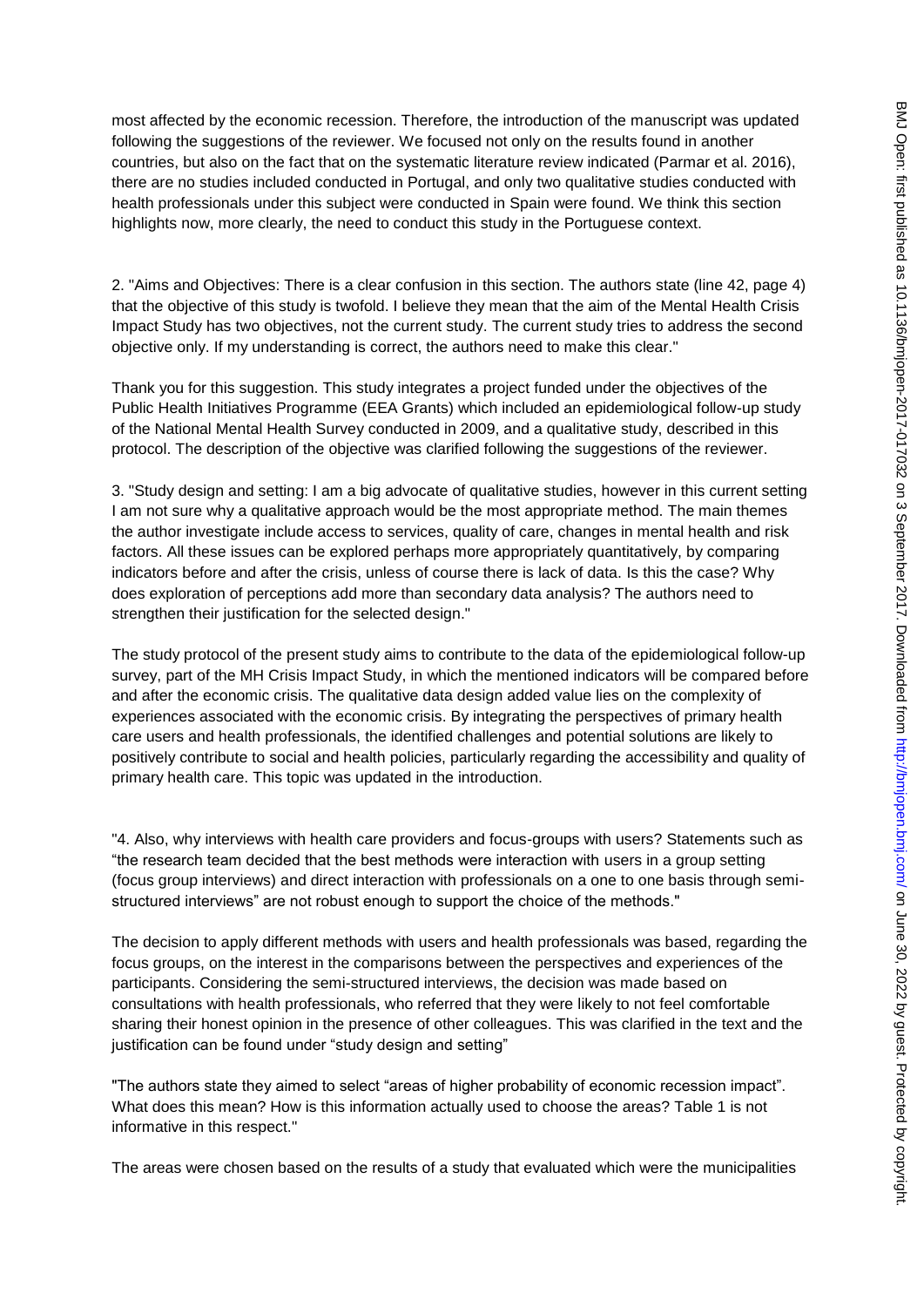most affected by the economic recession. Therefore, the introduction of the manuscript was updated following the suggestions of the reviewer. We focused not only on the results found in another countries, but also on the fact that on the systematic literature review indicated (Parmar et al. 2016), there are no studies included conducted in Portugal, and only two qualitative studies conducted with health professionals under this subject were conducted in Spain were found. We think this section highlights now, more clearly, the need to conduct this study in the Portuguese context.

2. "Aims and Objectives: There is a clear confusion in this section. The authors state (line 42, page 4) that the objective of this study is twofold. I believe they mean that the aim of the Mental Health Crisis Impact Study has two objectives, not the current study. The current study tries to address the second objective only. If my understanding is correct, the authors need to make this clear."

Thank you for this suggestion. This study integrates a project funded under the objectives of the Public Health Initiatives Programme (EEA Grants) which included an epidemiological follow-up study of the National Mental Health Survey conducted in 2009, and a qualitative study, described in this protocol. The description of the objective was clarified following the suggestions of the reviewer.

3. "Study design and setting: I am a big advocate of qualitative studies, however in this current setting I am not sure why a qualitative approach would be the most appropriate method. The main themes the author investigate include access to services, quality of care, changes in mental health and risk factors. All these issues can be explored perhaps more appropriately quantitatively, by comparing indicators before and after the crisis, unless of course there is lack of data. Is this the case? Why does exploration of perceptions add more than secondary data analysis? The authors need to strengthen their justification for the selected design."

The study protocol of the present study aims to contribute to the data of the epidemiological follow-up survey, part of the MH Crisis Impact Study, in which the mentioned indicators will be compared before and after the economic crisis. The qualitative data design added value lies on the complexity of experiences associated with the economic crisis. By integrating the perspectives of primary health care users and health professionals, the identified challenges and potential solutions are likely to positively contribute to social and health policies, particularly regarding the accessibility and quality of primary health care. This topic was updated in the introduction.

"4. Also, why interviews with health care providers and focus-groups with users? Statements such as "the research team decided that the best methods were interaction with users in a group setting (focus group interviews) and direct interaction with professionals on a one to one basis through semi-structured interviews" are not robust enough to support the choice of the methods."

The decision to apply different methods with users and health professionals was based, regarding the focus groups, on the interest in the comparisons between the perspectives and experiences of the participants. Considering the semi-structured interviews, the decision was made based on consultations with health professionals, who referred that they were likely to not feel comfortable sharing their honest opinion in the presence of other colleagues. This was clarified in the text and the justification can be found under "study design and setting"

"The authors state they aimed to select "areas of higher probability of economic recession impact". What does this mean? How is this information actually used to choose the areas? Table 1 is not informative in this respect."

The areas were chosen based on the results of a study that evaluated which were the municipalities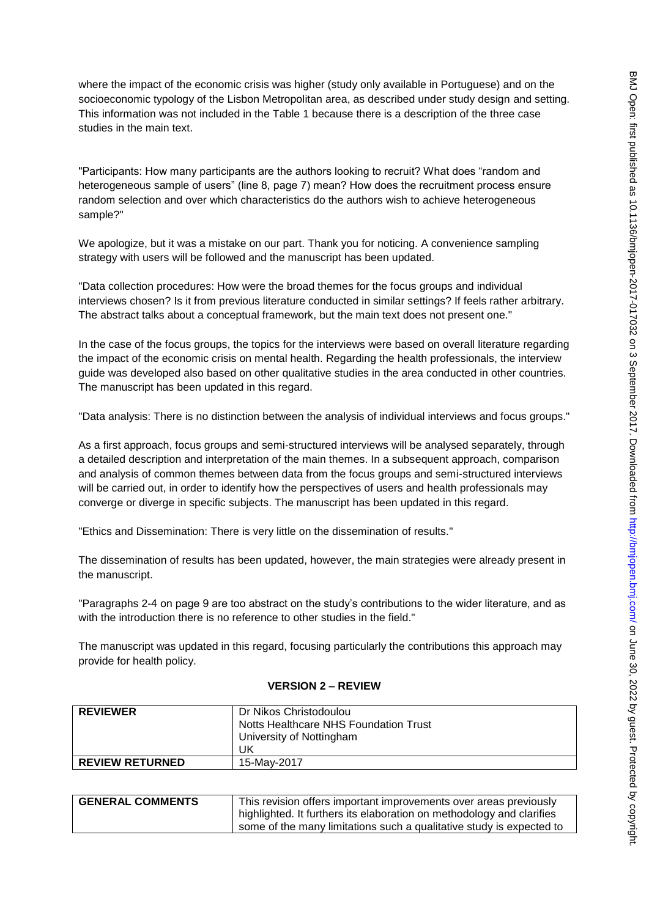where the impact of the economic crisis was higher (study only available in Portuguese) and on the socioeconomic typology of the Lisbon Metropolitan area, as described under study design and setting. This information was not included in the Table 1 because there is a description of the three case studies in the main text.

"Participants: How many participants are the authors looking to recruit? What does "random and heterogeneous sample of users" (line 8, page 7) mean? How does the recruitment process ensure random selection and over which characteristics do the authors wish to achieve heterogeneous sample?"

We apologize, but it was a mistake on our part. Thank you for noticing. A convenience sampling strategy with users will be followed and the manuscript has been updated.

"Data collection procedures: How were the broad themes for the focus groups and individual interviews chosen? Is it from previous literature conducted in similar settings? If feels rather arbitrary. The abstract talks about a conceptual framework, but the main text does not present one."

In the case of the focus groups, the topics for the interviews were based on overall literature regarding the impact of the economic crisis on mental health. Regarding the health professionals, the interview guide was developed also based on other qualitative studies in the area conducted in other countries. The manuscript has been updated in this regard.

"Data analysis: There is no distinction between the analysis of individual interviews and focus groups."

As a first approach, focus groups and semi-structured interviews will be analysed separately, through a detailed description and interpretation of the main themes. In a subsequent approach, comparison and analysis of common themes between data from the focus groups and semi-structured interviews will be carried out, in order to identify how the perspectives of users and health professionals may converge or diverge in specific subjects. The manuscript has been updated in this regard.

"Ethics and Dissemination: There is very little on the dissemination of results."

The dissemination of results has been updated, however, the main strategies were already present in the manuscript.

"Paragraphs 2-4 on page 9 are too abstract on the study's contributions to the wider literature, and as with the introduction there is no reference to other studies in the field."

The manuscript was updated in this regard, focusing particularly the contributions this approach may provide for health policy.

## VERSION 2 – REVIEW

| REVIEWER | Dr Nikos Christodoulou<br>Notts Healthcare NHS Foundation Trust<br>University of Nottingham<br>UK |
|---|---|
| REVIEW RETURNED | 15-May-2017 |

| GENERAL COMMENTS | This revision offers important improvements over areas previously highlighted. It furthers its elaboration on methodology and clarifies some of the many limitations such a qualitative study is expected to |
|---|---|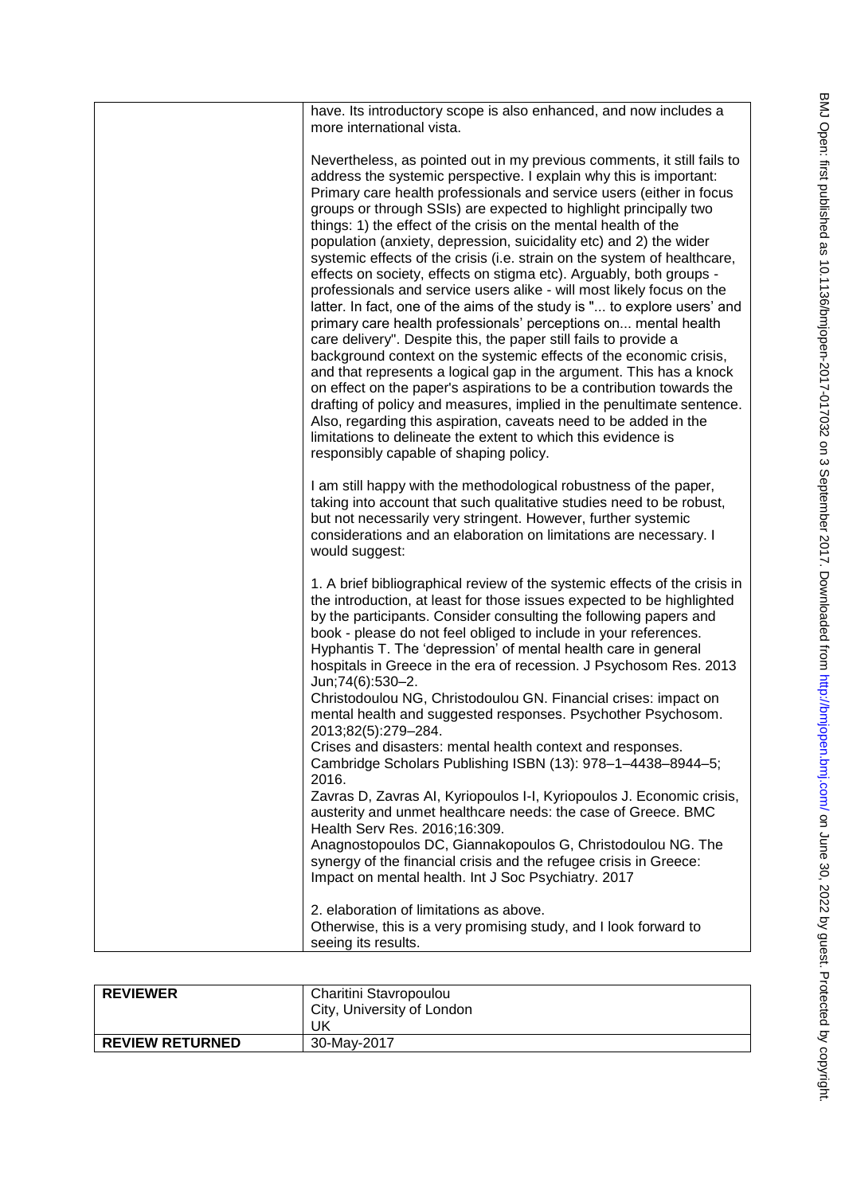| | have. Its introductory scope is also enhanced, and now includes a more international vista.<br><br>Nevertheless, as pointed out in my previous comments, it still fails to address the systemic perspective. I explain why this is important: Primary care health professionals and service users (either in focus groups or through SSIs) are expected to highlight principally two things: 1) the effect of the crisis on the mental health of the population (anxiety, depression, suicidality etc) and 2) the wider systemic effects of the crisis (i.e. strain on the system of healthcare, effects on society, effects on stigma etc). Arguably, both groups - professionals and service users alike - will most likely focus on the latter. In fact, one of the aims of the study is "... to explore users' and primary care health professionals' perceptions on... mental health care delivery". Despite this, the paper still fails to provide a background context on the systemic effects of the economic crisis, and that represents a logical gap in the argument. This has a knock on effect on the paper's aspirations to be a contribution towards the drafting of policy and measures, implied in the penultimate sentence. Also, regarding this aspiration, caveats need to be added in the limitations to delineate the extent to which this evidence is responsibly capable of shaping policy.<br><br>I am still happy with the methodological robustness of the paper, taking into account that such qualitative studies need to be robust, but not necessarily very stringent. However, further systemic considerations and an elaboration on limitations are necessary. I would suggest:<br><br>1. A brief bibliographical review of the systemic effects of the crisis in the introduction, at least for those issues expected to be highlighted by the participants. Consider consulting the following papers and book - please do not feel obliged to include in your references.<br>Hyphantis T. The 'depression' of mental health care in general hospitals in Greece in the era of recession. J Psychosom Res. 2013 Jun;74(6):530–2.<br>Christodoulou NG, Christodoulou GN. Financial crises: impact on mental health and suggested responses. Psychother Psychosom. 2013;82(5):279–284.<br>Crises and disasters: mental health context and responses. Cambridge Scholars Publishing ISBN (13): 978–1–4438–8944–5; 2016.<br>Zavras D, Zavras AI, Kyriopoulos I-I, Kyriopoulos J. Economic crisis, austerity and unmet healthcare needs: the case of Greece. BMC Health Serv Res. 2016;16:309.<br>Anagnostopoulos DC, Giannakopoulos G, Christodoulou NG. The synergy of the financial crisis and the refugee crisis in Greece: Impact on mental health. Int J Soc Psychiatry. 2017<br><br>2. elaboration of limitations as above.<br>Otherwise, this is a very promising study, and I look forward to seeing its results. |
|---|---|

| **REVIEWER** | Charitini Stavropoulou<br>City, University of London<br>UK |
|---|---|
| **REVIEW RETURNED** | 30-May-2017 |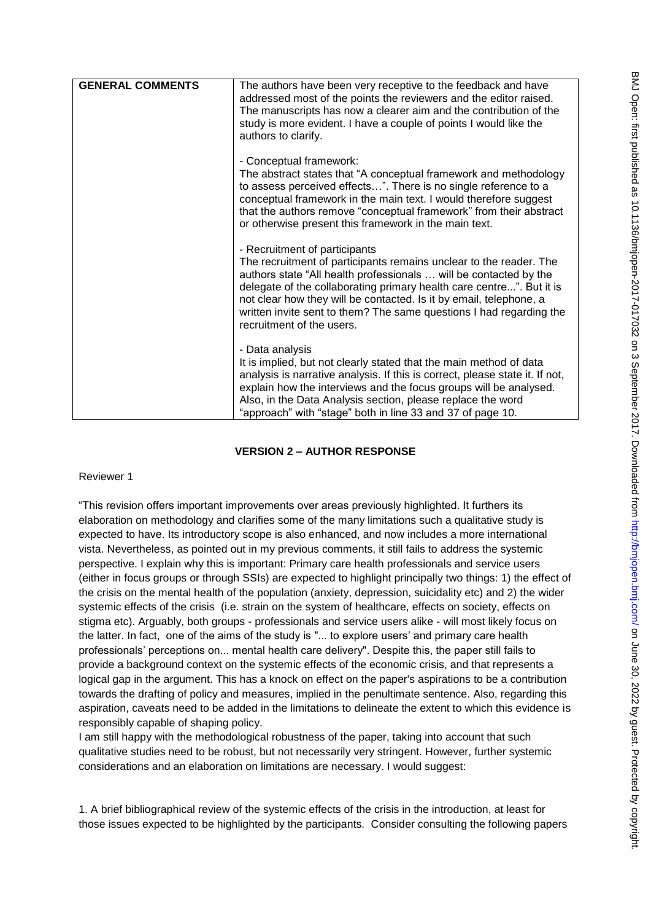| GENERAL COMMENTS | The authors have been very receptive to the feedback and have addressed most of the points the reviewers and the editor raised. The manuscripts has now a clearer aim and the contribution of the study is more evident. I have a couple of points I would like the authors to clarify.<br><br>- Conceptual framework:<br>The abstract states that "A conceptual framework and methodology to assess perceived effects…". There is no single reference to a conceptual framework in the main text. I would therefore suggest that the authors remove "conceptual framework" from their abstract or otherwise present this framework in the main text.<br><br>- Recruitment of participants<br>The recruitment of participants remains unclear to the reader. The authors state "All health professionals … will be contacted by the delegate of the collaborating primary health care centre...". But it is not clear how they will be contacted. Is it by email, telephone, a written invite sent to them? The same questions I had regarding the recruitment of the users.<br><br>- Data analysis<br>It is implied, but not clearly stated that the main method of data analysis is narrative analysis. If this is correct, please state it. If not, explain how the interviews and the focus groups will be analysed. Also, in the Data Analysis section, please replace the word "approach" with "stage" both in line 33 and 37 of page 10. |
|---|---|

**VERSION 2 – AUTHOR RESPONSE**

Reviewer 1

"This revision offers important improvements over areas previously highlighted. It furthers its elaboration on methodology and clarifies some of the many limitations such a qualitative study is expected to have. Its introductory scope is also enhanced, and now includes a more international vista. Nevertheless, as pointed out in my previous comments, it still fails to address the systemic perspective. I explain why this is important: Primary care health professionals and service users (either in focus groups or through SSIs) are expected to highlight principally two things: 1) the effect of the crisis on the mental health of the population (anxiety, depression, suicidality etc) and 2) the wider systemic effects of the crisis (i.e. strain on the system of healthcare, effects on society, effects on stigma etc). Arguably, both groups - professionals and service users alike - will most likely focus on the latter. In fact, one of the aims of the study is "... to explore users' and primary care health professionals' perceptions on... mental health care delivery". Despite this, the paper still fails to provide a background context on the systemic effects of the economic crisis, and that represents a logical gap in the argument. This has a knock on effect on the paper's aspirations to be a contribution towards the drafting of policy and measures, implied in the penultimate sentence. Also, regarding this aspiration, caveats need to be added in the limitations to delineate the extent to which this evidence is responsibly capable of shaping policy.

I am still happy with the methodological robustness of the paper, taking into account that such qualitative studies need to be robust, but not necessarily very stringent. However, further systemic considerations and an elaboration on limitations are necessary. I would suggest:

1. A brief bibliographical review of the systemic effects of the crisis in the introduction, at least for those issues expected to be highlighted by the participants. Consider consulting the following papers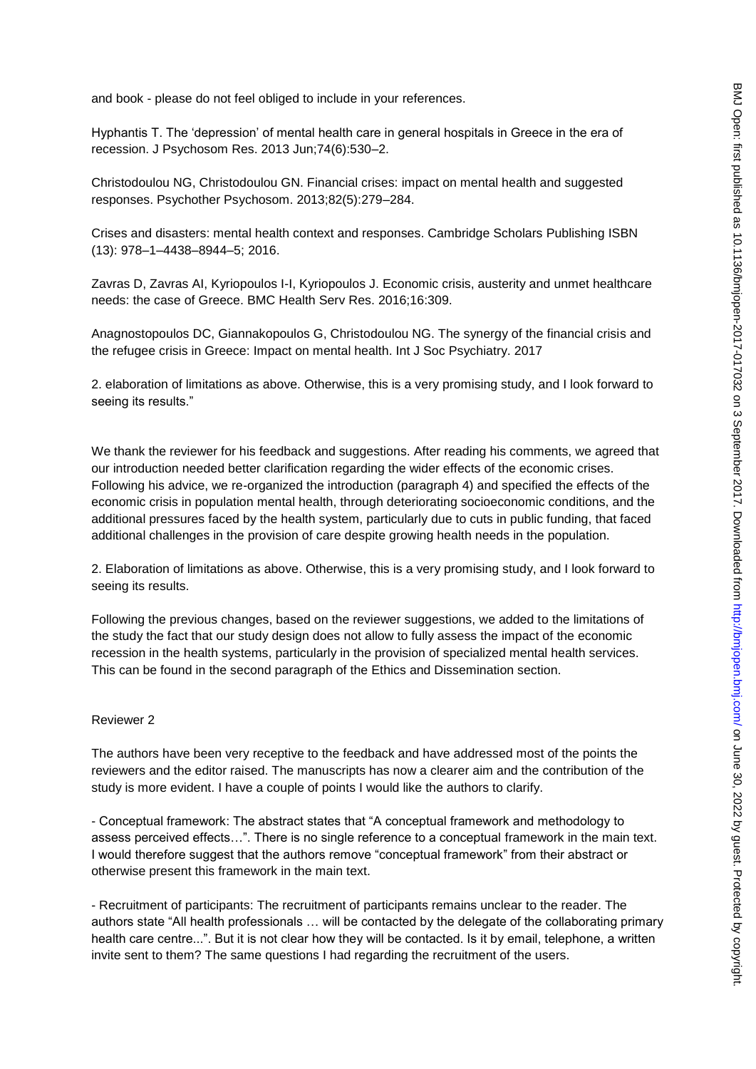and book - please do not feel obliged to include in your references.

Hyphantis T. The 'depression' of mental health care in general hospitals in Greece in the era of recession. J Psychosom Res. 2013 Jun;74(6):530–2.

Christodoulou NG, Christodoulou GN. Financial crises: impact on mental health and suggested responses. Psychother Psychosom. 2013;82(5):279–284.

Crises and disasters: mental health context and responses. Cambridge Scholars Publishing ISBN (13): 978–1–4438–8944–5; 2016.

Zavras D, Zavras AI, Kyriopoulos I-I, Kyriopoulos J. Economic crisis, austerity and unmet healthcare needs: the case of Greece. BMC Health Serv Res. 2016;16:309.

Anagnostopoulos DC, Giannakopoulos G, Christodoulou NG. The synergy of the financial crisis and the refugee crisis in Greece: Impact on mental health. Int J Soc Psychiatry. 2017

2. elaboration of limitations as above. Otherwise, this is a very promising study, and I look forward to seeing its results."

We thank the reviewer for his feedback and suggestions. After reading his comments, we agreed that our introduction needed better clarification regarding the wider effects of the economic crises. Following his advice, we re-organized the introduction (paragraph 4) and specified the effects of the economic crisis in population mental health, through deteriorating socioeconomic conditions, and the additional pressures faced by the health system, particularly due to cuts in public funding, that faced additional challenges in the provision of care despite growing health needs in the population.

2. Elaboration of limitations as above. Otherwise, this is a very promising study, and I look forward to seeing its results.

Following the previous changes, based on the reviewer suggestions, we added to the limitations of the study the fact that our study design does not allow to fully assess the impact of the economic recession in the health systems, particularly in the provision of specialized mental health services. This can be found in the second paragraph of the Ethics and Dissemination section.

Reviewer 2

The authors have been very receptive to the feedback and have addressed most of the points the reviewers and the editor raised. The manuscripts has now a clearer aim and the contribution of the study is more evident. I have a couple of points I would like the authors to clarify.

- Conceptual framework: The abstract states that "A conceptual framework and methodology to assess perceived effects…". There is no single reference to a conceptual framework in the main text. I would therefore suggest that the authors remove "conceptual framework" from their abstract or otherwise present this framework in the main text.

- Recruitment of participants: The recruitment of participants remains unclear to the reader. The authors state "All health professionals … will be contacted by the delegate of the collaborating primary health care centre...". But it is not clear how they will be contacted. Is it by email, telephone, a written invite sent to them? The same questions I had regarding the recruitment of the users.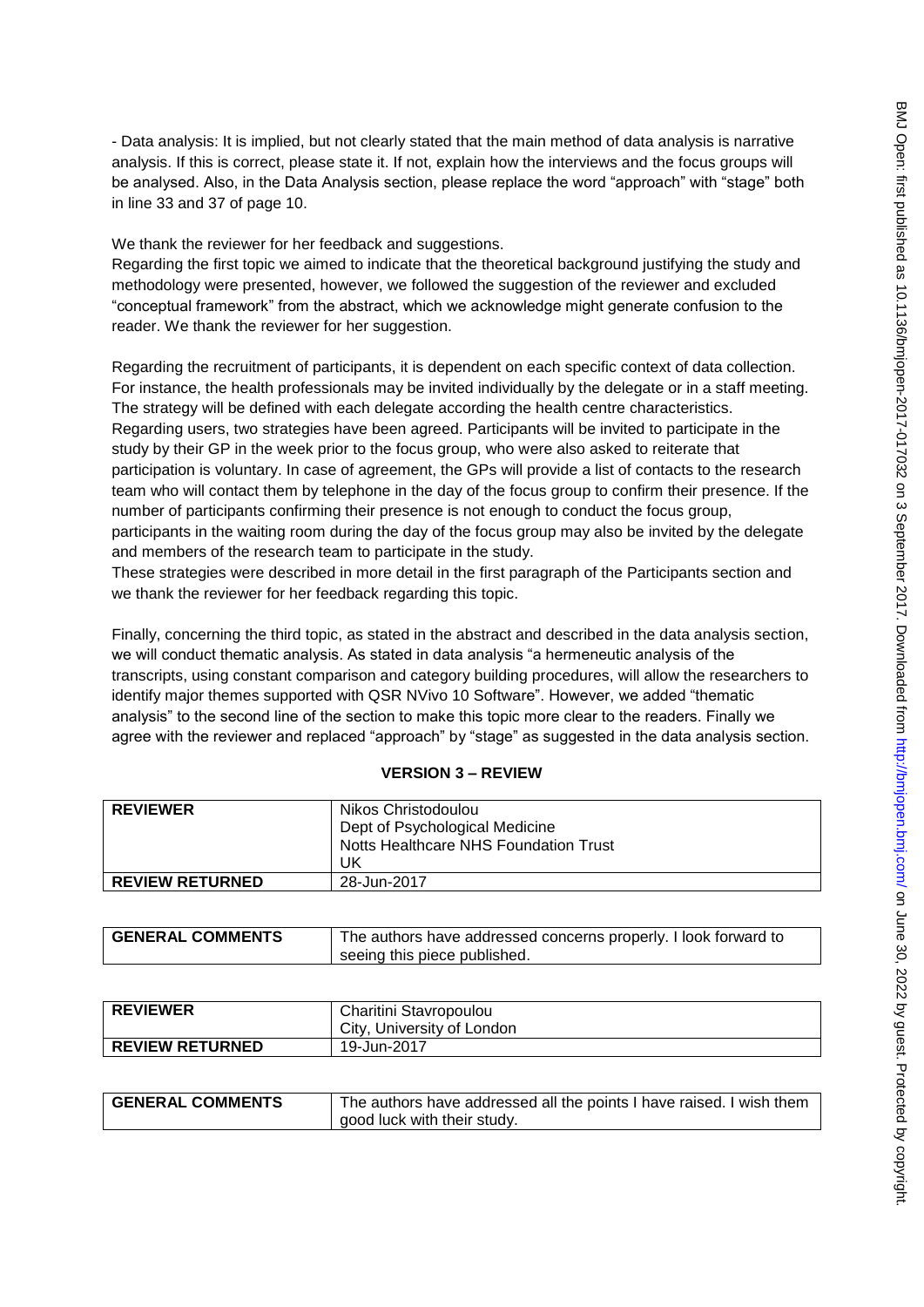- Data analysis: It is implied, but not clearly stated that the main method of data analysis is narrative analysis. If this is correct, please state it. If not, explain how the interviews and the focus groups will be analysed. Also, in the Data Analysis section, please replace the word "approach" with "stage" both in line 33 and 37 of page 10.

We thank the reviewer for her feedback and suggestions.

Regarding the first topic we aimed to indicate that the theoretical background justifying the study and methodology were presented, however, we followed the suggestion of the reviewer and excluded "conceptual framework" from the abstract, which we acknowledge might generate confusion to the reader. We thank the reviewer for her suggestion.

Regarding the recruitment of participants, it is dependent on each specific context of data collection. For instance, the health professionals may be invited individually by the delegate or in a staff meeting. The strategy will be defined with each delegate according the health centre characteristics. Regarding users, two strategies have been agreed. Participants will be invited to participate in the study by their GP in the week prior to the focus group, who were also asked to reiterate that participation is voluntary. In case of agreement, the GPs will provide a list of contacts to the research team who will contact them by telephone in the day of the focus group to confirm their presence. If the number of participants confirming their presence is not enough to conduct the focus group, participants in the waiting room during the day of the focus group may also be invited by the delegate and members of the research team to participate in the study.

These strategies were described in more detail in the first paragraph of the Participants section and we thank the reviewer for her feedback regarding this topic.

Finally, concerning the third topic, as stated in the abstract and described in the data analysis section, we will conduct thematic analysis. As stated in data analysis "a hermeneutic analysis of the transcripts, using constant comparison and category building procedures, will allow the researchers to identify major themes supported with QSR NVivo 10 Software". However, we added "thematic analysis" to the second line of the section to make this topic more clear to the readers. Finally we agree with the reviewer and replaced "approach" by "stage" as suggested in the data analysis section.

## VERSION 3 – REVIEW

| | |
|---|---|
| **REVIEWER** | Nikos Christodoulou<br>Dept of Psychological Medicine<br>Notts Healthcare NHS Foundation Trust<br>UK |
| **REVIEW RETURNED** | 28-Jun-2017 |

| | |
|---|---|
| **GENERAL COMMENTS** | The authors have addressed concerns properly. I look forward to seeing this piece published. |

| | |
|---|---|
| **REVIEWER** | Charitini Stavropoulou<br>City, University of London |
| **REVIEW RETURNED** | 19-Jun-2017 |

| | |
|---|---|
| **GENERAL COMMENTS** | The authors have addressed all the points I have raised. I wish them good luck with their study. |